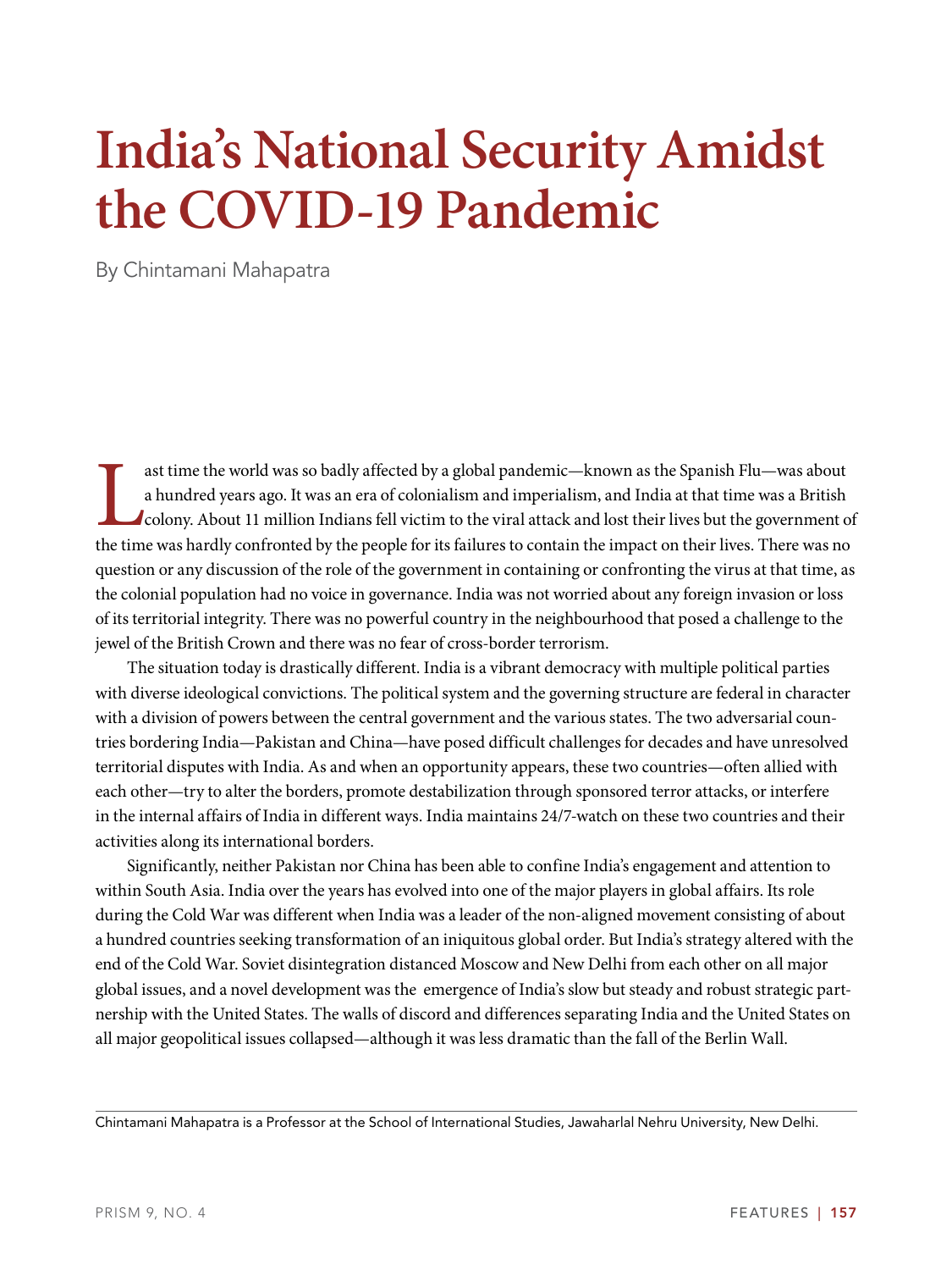# India's National Security Amidst the COVID-19 Pandemic

By Chintamani Mahapatra

Last time the world was so badly affected by a global pandemic—known as the Spanish Flu—was about a hundred years ago. It was an era of colonialism and imperialism, and India at that time was a British colony. About 11 million Indians fell victim to the viral attack and lost their lives but the government of the time was hardly confronted by the people for its failures to contain the impact on their lives. There was no question or any discussion of the role of the government in containing or confronting the virus at that time, as the colonial population had no voice in governance. India was not worried about any foreign invasion or loss of its territorial integrity. There was no powerful country in the neighbourhood that posed a challenge to the jewel of the British Crown and there was no fear of cross-border terrorism.

The situation today is drastically different. India is a vibrant democracy with multiple political parties with diverse ideological convictions. The political system and the governing structure are federal in character with a division of powers between the central government and the various states. The two adversarial countries bordering India—Pakistan and China—have posed difficult challenges for decades and have unresolved territorial disputes with India. As and when an opportunity appears, these two countries—often allied with each other—try to alter the borders, promote destabilization through sponsored terror attacks, or interfere in the internal affairs of India in different ways. India maintains 24/7-watch on these two countries and their activities along its international borders.

Significantly, neither Pakistan nor China has been able to confine India's engagement and attention to within South Asia. India over the years has evolved into one of the major players in global affairs. Its role during the Cold War was different when India was a leader of the non-aligned movement consisting of about a hundred countries seeking transformation of an iniquitous global order. But India's strategy altered with the end of the Cold War. Soviet disintegration distanced Moscow and New Delhi from each other on all major global issues, and a novel development was the emergence of India's slow but steady and robust strategic partnership with the United States. The walls of discord and differences separating India and the United States on all major geopolitical issues collapsed—although it was less dramatic than the fall of the Berlin Wall.

Chintamani Mahapatra is a Professor at the School of International Studies, Jawaharlal Nehru University, New Delhi.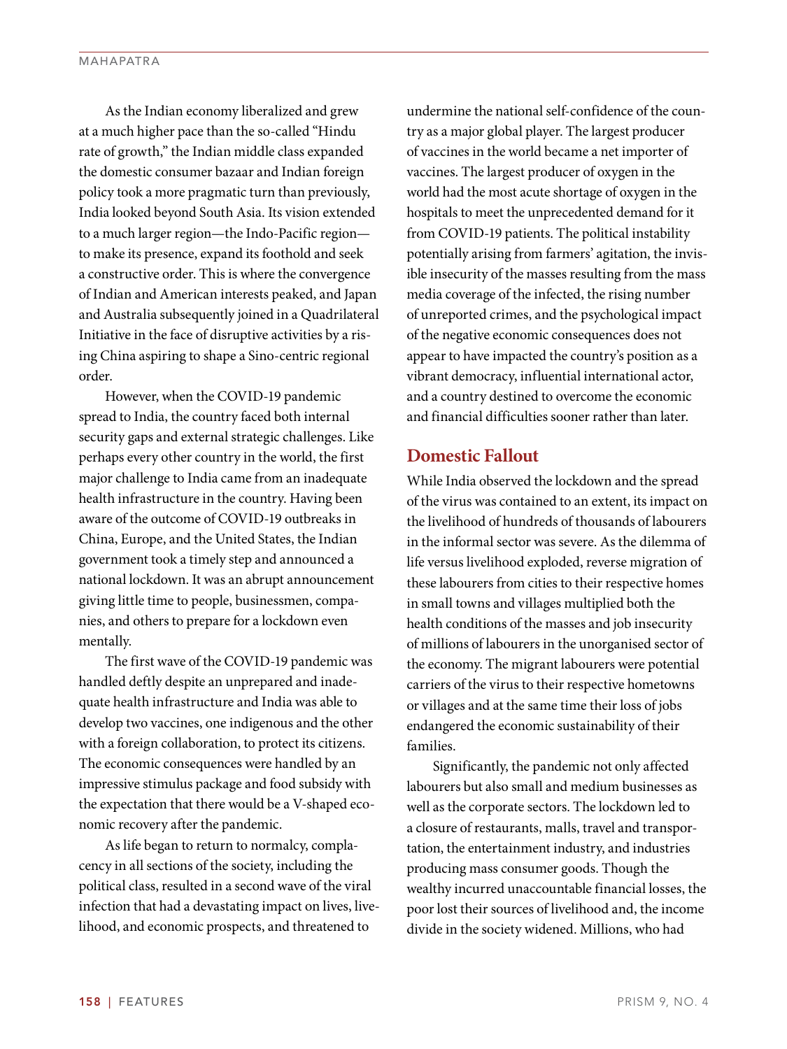As the Indian economy liberalized and grew at a much higher pace than the so-called "Hindu rate of growth," the Indian middle class expanded the domestic consumer bazaar and Indian foreign policy took a more pragmatic turn than previously, India looked beyond South Asia. Its vision extended to a much larger region—the Indo-Pacific region—to make its presence, expand its foothold and seek a constructive order. This is where the convergence of Indian and American interests peaked, and Japan and Australia subsequently joined in a Quadrilateral Initiative in the face of disruptive activities by a rising China aspiring to shape a Sino-centric regional order.

However, when the COVID-19 pandemic spread to India, the country faced both internal security gaps and external strategic challenges. Like perhaps every other country in the world, the first major challenge to India came from an inadequate health infrastructure in the country. Having been aware of the outcome of COVID-19 outbreaks in China, Europe, and the United States, the Indian government took a timely step and announced a national lockdown. It was an abrupt announcement giving little time to people, businessmen, companies, and others to prepare for a lockdown even mentally.

The first wave of the COVID-19 pandemic was handled deftly despite an unprepared and inadequate health infrastructure and India was able to develop two vaccines, one indigenous and the other with a foreign collaboration, to protect its citizens. The economic consequences were handled by an impressive stimulus package and food subsidy with the expectation that there would be a V-shaped economic recovery after the pandemic.

As life began to return to normalcy, complacency in all sections of the society, including the political class, resulted in a second wave of the viral infection that had a devastating impact on lives, livelihood, and economic prospects, and threatened to undermine the national self-confidence of the country as a major global player. The largest producer of vaccines in the world became a net importer of vaccines. The largest producer of oxygen in the world had the most acute shortage of oxygen in the hospitals to meet the unprecedented demand for it from COVID-19 patients. The political instability potentially arising from farmers' agitation, the invisible insecurity of the masses resulting from the mass media coverage of the infected, the rising number of unreported crimes, and the psychological impact of the negative economic consequences does not appear to have impacted the country's position as a vibrant democracy, influential international actor, and a country destined to overcome the economic and financial difficulties sooner rather than later.

## Domestic Fallout

While India observed the lockdown and the spread of the virus was contained to an extent, its impact on the livelihood of hundreds of thousands of labourers in the informal sector was severe. As the dilemma of life versus livelihood exploded, reverse migration of these labourers from cities to their respective homes in small towns and villages multiplied both the health conditions of the masses and job insecurity of millions of labourers in the unorganised sector of the economy. The migrant labourers were potential carriers of the virus to their respective hometowns or villages and at the same time their loss of jobs endangered the economic sustainability of their families.

Significantly, the pandemic not only affected labourers but also small and medium businesses as well as the corporate sectors. The lockdown led to a closure of restaurants, malls, travel and transportation, the entertainment industry, and industries producing mass consumer goods. Though the wealthy incurred unaccountable financial losses, the poor lost their sources of livelihood and, the income divide in the society widened. Millions, who had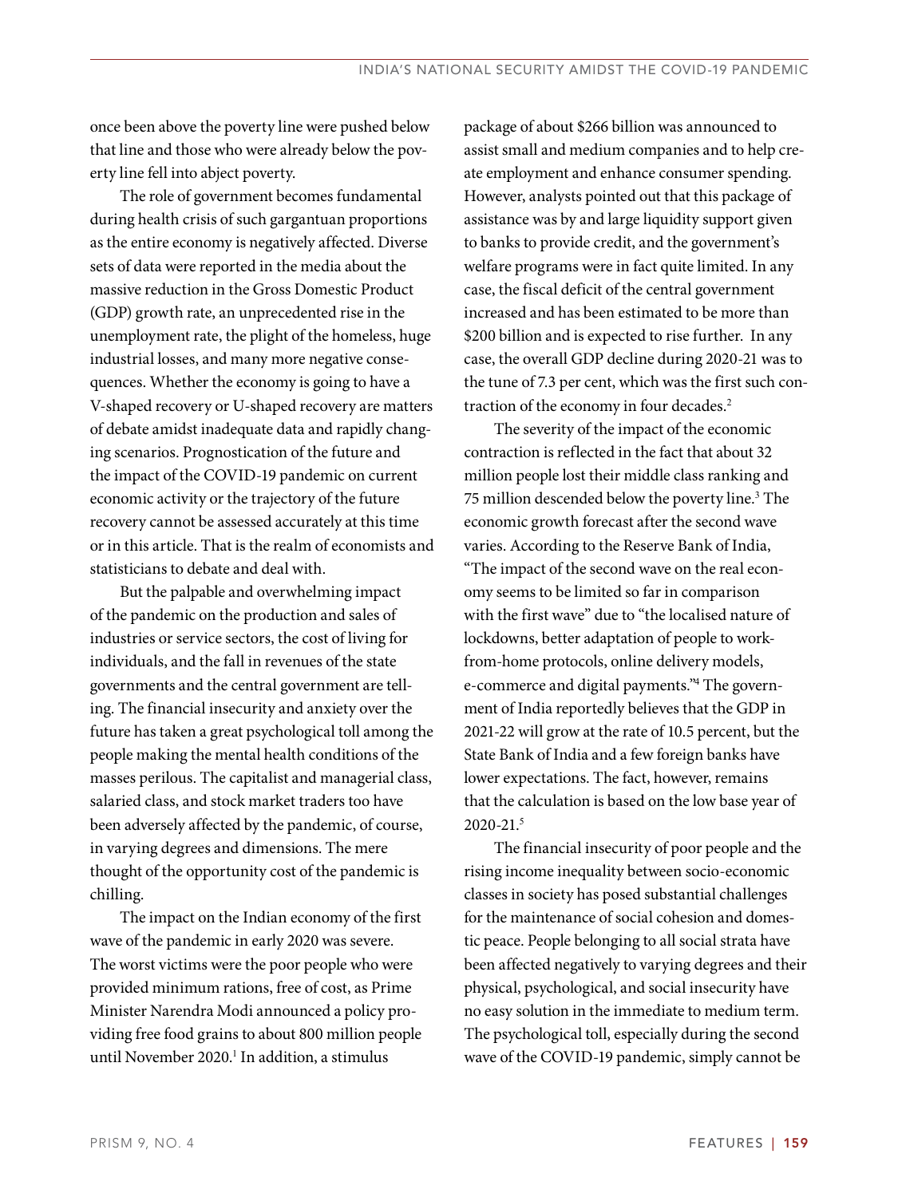once been above the poverty line were pushed below that line and those who were already below the poverty line fell into abject poverty.

The role of government becomes fundamental during health crisis of such gargantuan proportions as the entire economy is negatively affected. Diverse sets of data were reported in the media about the massive reduction in the Gross Domestic Product (GDP) growth rate, an unprecedented rise in the unemployment rate, the plight of the homeless, huge industrial losses, and many more negative consequences. Whether the economy is going to have a V-shaped recovery or U-shaped recovery are matters of debate amidst inadequate data and rapidly changing scenarios. Prognostication of the future and the impact of the COVID-19 pandemic on current economic activity or the trajectory of the future recovery cannot be assessed accurately at this time or in this article. That is the realm of economists and statisticians to debate and deal with.

But the palpable and overwhelming impact of the pandemic on the production and sales of industries or service sectors, the cost of living for individuals, and the fall in revenues of the state governments and the central government are telling. The financial insecurity and anxiety over the future has taken a great psychological toll among the people making the mental health conditions of the masses perilous. The capitalist and managerial class, salaried class, and stock market traders too have been adversely affected by the pandemic, of course, in varying degrees and dimensions. The mere thought of the opportunity cost of the pandemic is chilling.

The impact on the Indian economy of the first wave of the pandemic in early 2020 was severe. The worst victims were the poor people who were provided minimum rations, free of cost, as Prime Minister Narendra Modi announced a policy providing free food grains to about 800 million people until November 2020.[1] In addition, a stimulus package of about $266 billion was announced to assist small and medium companies and to help create employment and enhance consumer spending. However, analysts pointed out that this package of assistance was by and large liquidity support given to banks to provide credit, and the government's welfare programs were in fact quite limited. In any case, the fiscal deficit of the central government increased and has been estimated to be more than $200 billion and is expected to rise further. In any case, the overall GDP decline during 2020-21 was to the tune of 7.3 per cent, which was the first such contraction of the economy in four decades.[2]

The severity of the impact of the economic contraction is reflected in the fact that about 32 million people lost their middle class ranking and 75 million descended below the poverty line.[3] The economic growth forecast after the second wave varies. According to the Reserve Bank of India, "The impact of the second wave on the real economy seems to be limited so far in comparison with the first wave" due to "the localised nature of lockdowns, better adaptation of people to work-from-home protocols, online delivery models, e-commerce and digital payments."[4] The government of India reportedly believes that the GDP in 2021-22 will grow at the rate of 10.5 percent, but the State Bank of India and a few foreign banks have lower expectations. The fact, however, remains that the calculation is based on the low base year of 2020-21.[5]

The financial insecurity of poor people and the rising income inequality between socio-economic classes in society has posed substantial challenges for the maintenance of social cohesion and domestic peace. People belonging to all social strata have been affected negatively to varying degrees and their physical, psychological, and social insecurity have no easy solution in the immediate to medium term. The psychological toll, especially during the second wave of the COVID-19 pandemic, simply cannot be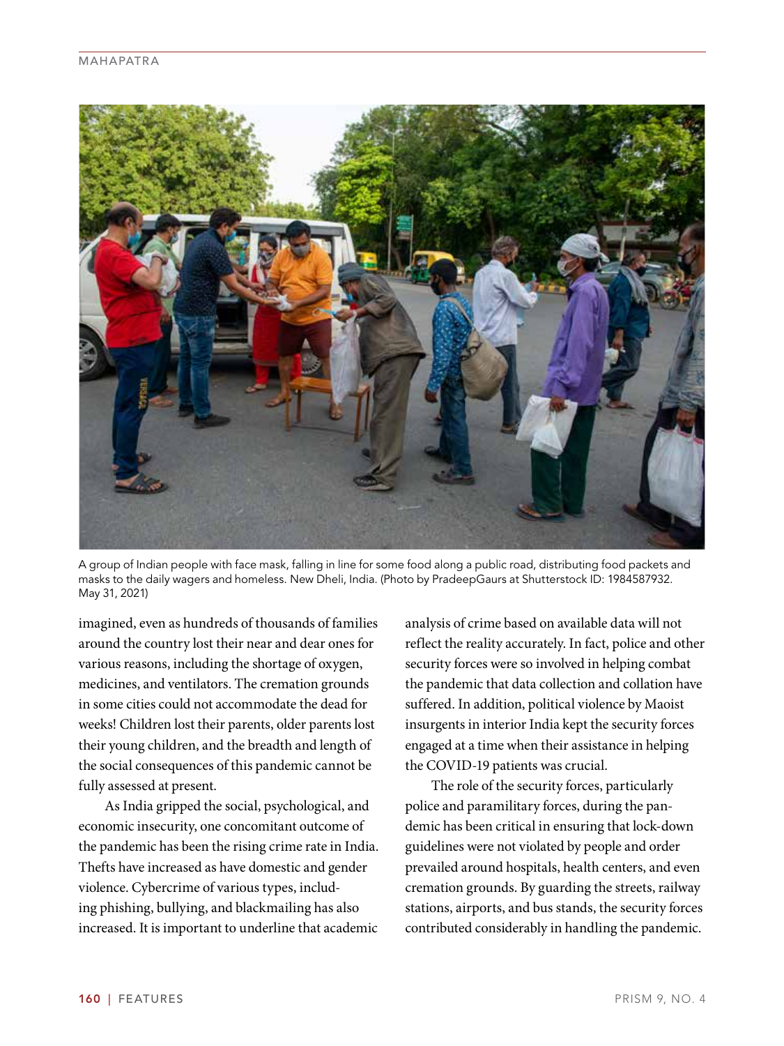A group of Indian people with face mask, falling in line for some food along a public road, distributing food packets and masks to the daily wagers and homeless. New Dheli, India. (Photo by PradeepGaurs at Shutterstock ID: 1984587932. May 31, 2021)

imagined, even as hundreds of thousands of families around the country lost their near and dear ones for various reasons, including the shortage of oxygen, medicines, and ventilators. The cremation grounds in some cities could not accommodate the dead for weeks! Children lost their parents, older parents lost their young children, and the breadth and length of the social consequences of this pandemic cannot be fully assessed at present.

As India gripped the social, psychological, and economic insecurity, one concomitant outcome of the pandemic has been the rising crime rate in India. Thefts have increased as have domestic and gender violence. Cybercrime of various types, including phishing, bullying, and blackmailing has also increased. It is important to underline that academic analysis of crime based on available data will not reflect the reality accurately. In fact, police and other security forces were so involved in helping combat the pandemic that data collection and collation have suffered. In addition, political violence by Maoist insurgents in interior India kept the security forces engaged at a time when their assistance in helping the COVID-19 patients was crucial.

The role of the security forces, particularly police and paramilitary forces, during the pandemic has been critical in ensuring that lock-down guidelines were not violated by people and order prevailed around hospitals, health centers, and even cremation grounds. By guarding the streets, railway stations, airports, and bus stands, the security forces contributed considerably in handling the pandemic.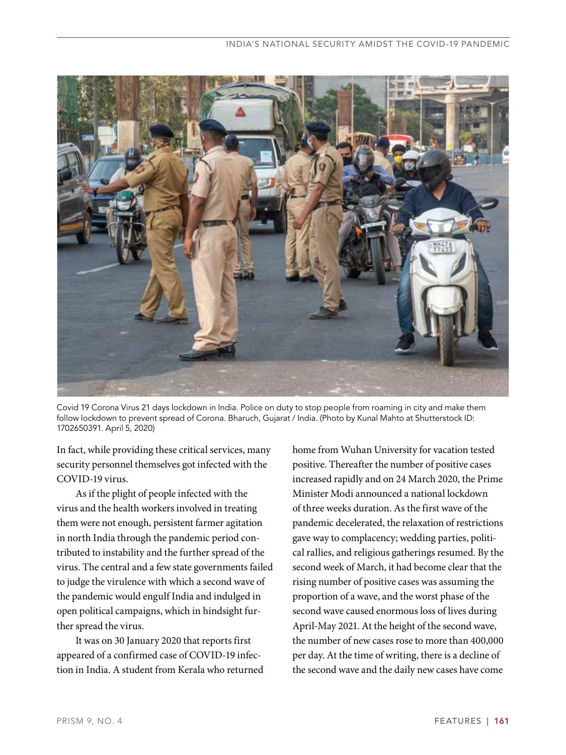Covid 19 Corona Virus 21 days lockdown in India. Police on duty to stop people from roaming in city and make them follow lockdown to prevent spread of Corona. Bharuch, Gujarat / India. (Photo by Kunal Mahto at Shutterstock ID: 1702650391. April 5, 2020)

In fact, while providing these critical services, many security personnel themselves got infected with the COVID-19 virus.

As if the plight of people infected with the virus and the health workers involved in treating them were not enough, persistent farmer agitation in north India through the pandemic period contributed to instability and the further spread of the virus. The central and a few state governments failed to judge the virulence with which a second wave of the pandemic would engulf India and indulged in open political campaigns, which in hindsight further spread the virus.

It was on 30 January 2020 that reports first appeared of a confirmed case of COVID-19 infection in India. A student from Kerala who returned home from Wuhan University for vacation tested positive. Thereafter the number of positive cases increased rapidly and on 24 March 2020, the Prime Minister Modi announced a national lockdown of three weeks duration. As the first wave of the pandemic decelerated, the relaxation of restrictions gave way to complacency; wedding parties, political rallies, and religious gatherings resumed. By the second week of March, it had become clear that the rising number of positive cases was assuming the proportion of a wave, and the worst phase of the second wave caused enormous loss of lives during April-May 2021. At the height of the second wave, the number of new cases rose to more than 400,000 per day. At the time of writing, there is a decline of the second wave and the daily new cases have come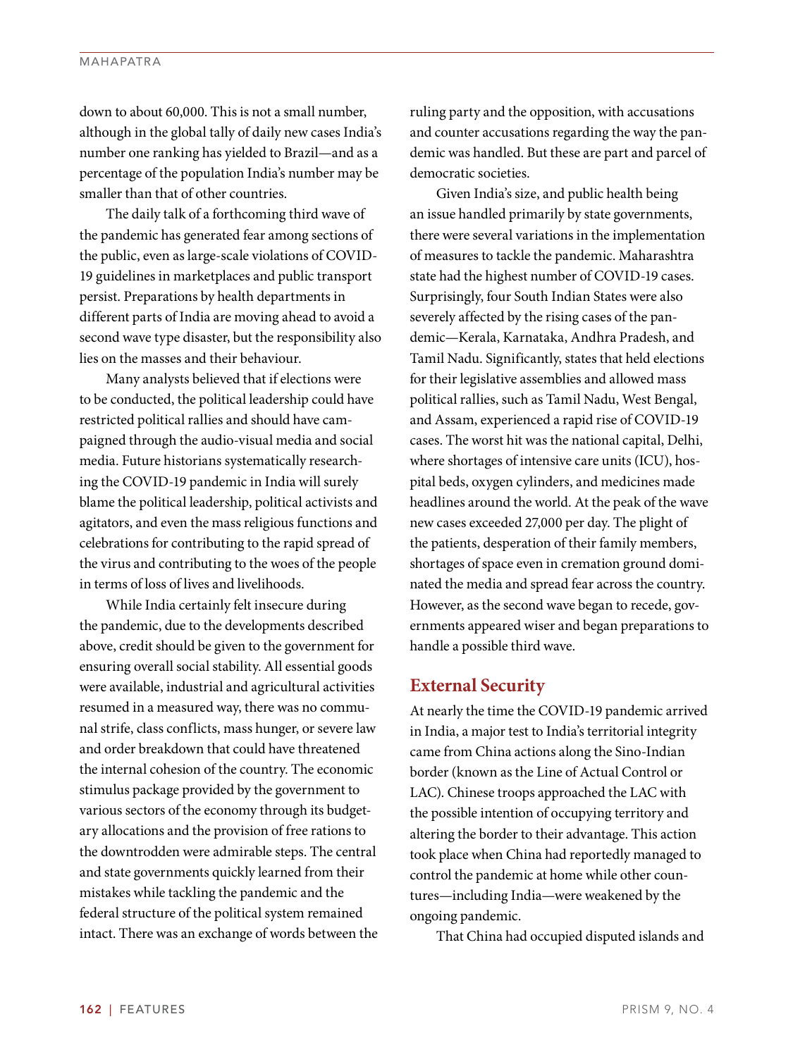down to about 60,000. This is not a small number, although in the global tally of daily new cases India's number one ranking has yielded to Brazil—and as a percentage of the population India's number may be smaller than that of other countries.

The daily talk of a forthcoming third wave of the pandemic has generated fear among sections of the public, even as large-scale violations of COVID-19 guidelines in marketplaces and public transport persist. Preparations by health departments in different parts of India are moving ahead to avoid a second wave type disaster, but the responsibility also lies on the masses and their behaviour.

Many analysts believed that if elections were to be conducted, the political leadership could have restricted political rallies and should have campaigned through the audio-visual media and social media. Future historians systematically researching the COVID-19 pandemic in India will surely blame the political leadership, political activists and agitators, and even the mass religious functions and celebrations for contributing to the rapid spread of the virus and contributing to the woes of the people in terms of loss of lives and livelihoods.

While India certainly felt insecure during the pandemic, due to the developments described above, credit should be given to the government for ensuring overall social stability. All essential goods were available, industrial and agricultural activities resumed in a measured way, there was no communal strife, class conflicts, mass hunger, or severe law and order breakdown that could have threatened the internal cohesion of the country. The economic stimulus package provided by the government to various sectors of the economy through its budgetary allocations and the provision of free rations to the downtrodden were admirable steps. The central and state governments quickly learned from their mistakes while tackling the pandemic and the federal structure of the political system remained intact. There was an exchange of words between the ruling party and the opposition, with accusations and counter accusations regarding the way the pandemic was handled. But these are part and parcel of democratic societies.

Given India's size, and public health being an issue handled primarily by state governments, there were several variations in the implementation of measures to tackle the pandemic. Maharashtra state had the highest number of COVID-19 cases. Surprisingly, four South Indian States were also severely affected by the rising cases of the pandemic—Kerala, Karnataka, Andhra Pradesh, and Tamil Nadu. Significantly, states that held elections for their legislative assemblies and allowed mass political rallies, such as Tamil Nadu, West Bengal, and Assam, experienced a rapid rise of COVID-19 cases. The worst hit was the national capital, Delhi, where shortages of intensive care units (ICU), hospital beds, oxygen cylinders, and medicines made headlines around the world. At the peak of the wave new cases exceeded 27,000 per day. The plight of the patients, desperation of their family members, shortages of space even in cremation ground dominated the media and spread fear across the country. However, as the second wave began to recede, governments appeared wiser and began preparations to handle a possible third wave.

## External Security

At nearly the time the COVID-19 pandemic arrived in India, a major test to India's territorial integrity came from China actions along the Sino-Indian border (known as the Line of Actual Control or LAC). Chinese troops approached the LAC with the possible intention of occupying territory and altering the border to their advantage. This action took place when China had reportedly managed to control the pandemic at home while other countures—including India—were weakened by the ongoing pandemic.

That China had occupied disputed islands and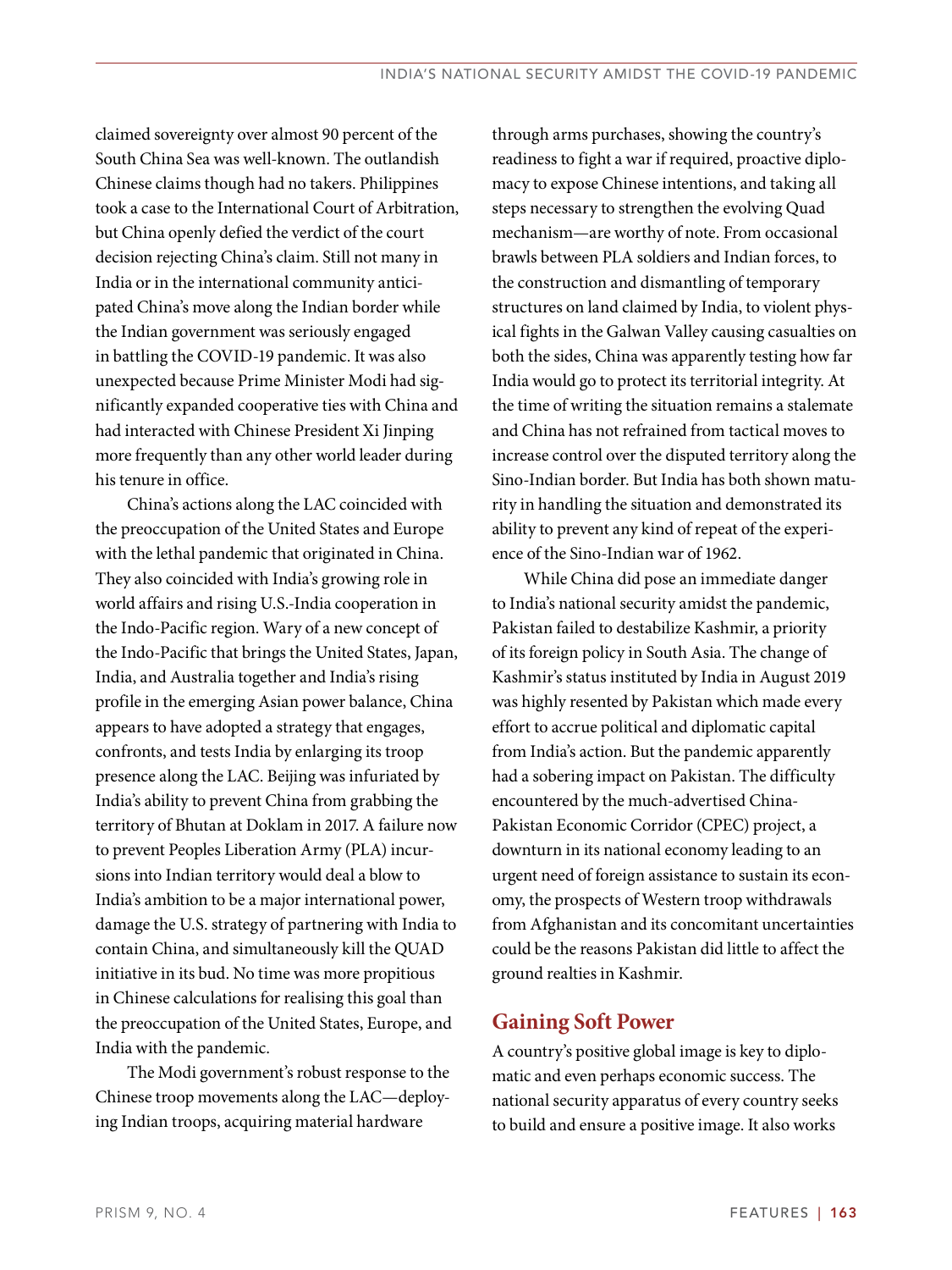claimed sovereignty over almost 90 percent of the South China Sea was well-known. The outlandish Chinese claims though had no takers. Philippines took a case to the International Court of Arbitration, but China openly defied the verdict of the court decision rejecting China's claim. Still not many in India or in the international community anticipated China's move along the Indian border while the Indian government was seriously engaged in battling the COVID-19 pandemic. It was also unexpected because Prime Minister Modi had significantly expanded cooperative ties with China and had interacted with Chinese President Xi Jinping more frequently than any other world leader during his tenure in office.

China's actions along the LAC coincided with the preoccupation of the United States and Europe with the lethal pandemic that originated in China. They also coincided with India's growing role in world affairs and rising U.S.-India cooperation in the Indo-Pacific region. Wary of a new concept of the Indo-Pacific that brings the United States, Japan, India, and Australia together and India's rising profile in the emerging Asian power balance, China appears to have adopted a strategy that engages, confronts, and tests India by enlarging its troop presence along the LAC. Beijing was infuriated by India's ability to prevent China from grabbing the territory of Bhutan at Doklam in 2017. A failure now to prevent Peoples Liberation Army (PLA) incursions into Indian territory would deal a blow to India's ambition to be a major international power, damage the U.S. strategy of partnering with India to contain China, and simultaneously kill the QUAD initiative in its bud. No time was more propitious in Chinese calculations for realising this goal than the preoccupation of the United States, Europe, and India with the pandemic.

The Modi government's robust response to the Chinese troop movements along the LAC—deploying Indian troops, acquiring material hardware through arms purchases, showing the country's readiness to fight a war if required, proactive diplomacy to expose Chinese intentions, and taking all steps necessary to strengthen the evolving Quad mechanism—are worthy of note. From occasional brawls between PLA soldiers and Indian forces, to the construction and dismantling of temporary structures on land claimed by India, to violent physical fights in the Galwan Valley causing casualties on both the sides, China was apparently testing how far India would go to protect its territorial integrity. At the time of writing the situation remains a stalemate and China has not refrained from tactical moves to increase control over the disputed territory along the Sino-Indian border. But India has both shown maturity in handling the situation and demonstrated its ability to prevent any kind of repeat of the experience of the Sino-Indian war of 1962.

While China did pose an immediate danger to India's national security amidst the pandemic, Pakistan failed to destabilize Kashmir, a priority of its foreign policy in South Asia. The change of Kashmir's status instituted by India in August 2019 was highly resented by Pakistan which made every effort to accrue political and diplomatic capital from India's action. But the pandemic apparently had a sobering impact on Pakistan. The difficulty encountered by the much-advertised China-Pakistan Economic Corridor (CPEC) project, a downturn in its national economy leading to an urgent need of foreign assistance to sustain its economy, the prospects of Western troop withdrawals from Afghanistan and its concomitant uncertainties could be the reasons Pakistan did little to affect the ground realties in Kashmir.

## Gaining Soft Power

A country's positive global image is key to diplomatic and even perhaps economic success. The national security apparatus of every country seeks to build and ensure a positive image. It also works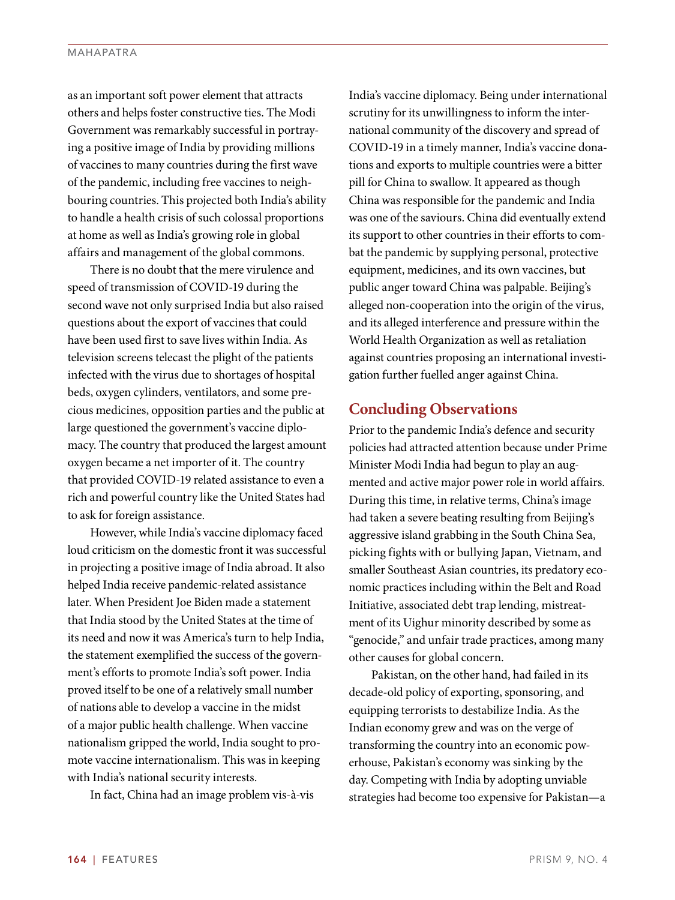as an important soft power element that attracts others and helps foster constructive ties. The Modi Government was remarkably successful in portraying a positive image of India by providing millions of vaccines to many countries during the first wave of the pandemic, including free vaccines to neighbouring countries. This projected both India's ability to handle a health crisis of such colossal proportions at home as well as India's growing role in global affairs and management of the global commons.

There is no doubt that the mere virulence and speed of transmission of COVID-19 during the second wave not only surprised India but also raised questions about the export of vaccines that could have been used first to save lives within India. As television screens telecast the plight of the patients infected with the virus due to shortages of hospital beds, oxygen cylinders, ventilators, and some precious medicines, opposition parties and the public at large questioned the government's vaccine diplomacy. The country that produced the largest amount oxygen became a net importer of it. The country that provided COVID-19 related assistance to even a rich and powerful country like the United States had to ask for foreign assistance.

However, while India's vaccine diplomacy faced loud criticism on the domestic front it was successful in projecting a positive image of India abroad. It also helped India receive pandemic-related assistance later. When President Joe Biden made a statement that India stood by the United States at the time of its need and now it was America's turn to help India, the statement exemplified the success of the government's efforts to promote India's soft power. India proved itself to be one of a relatively small number of nations able to develop a vaccine in the midst of a major public health challenge. When vaccine nationalism gripped the world, India sought to promote vaccine internationalism. This was in keeping with India's national security interests.

In fact, China had an image problem vis-à-vis India's vaccine diplomacy. Being under international scrutiny for its unwillingness to inform the international community of the discovery and spread of COVID-19 in a timely manner, India's vaccine donations and exports to multiple countries were a bitter pill for China to swallow. It appeared as though China was responsible for the pandemic and India was one of the saviours. China did eventually extend its support to other countries in their efforts to combat the pandemic by supplying personal, protective equipment, medicines, and its own vaccines, but public anger toward China was palpable. Beijing's alleged non-cooperation into the origin of the virus, and its alleged interference and pressure within the World Health Organization as well as retaliation against countries proposing an international investigation further fuelled anger against China.

## Concluding Observations

Prior to the pandemic India's defence and security policies had attracted attention because under Prime Minister Modi India had begun to play an augmented and active major power role in world affairs. During this time, in relative terms, China's image had taken a severe beating resulting from Beijing's aggressive island grabbing in the South China Sea, picking fights with or bullying Japan, Vietnam, and smaller Southeast Asian countries, its predatory economic practices including within the Belt and Road Initiative, associated debt trap lending, mistreatment of its Uighur minority described by some as "genocide," and unfair trade practices, among many other causes for global concern.

Pakistan, on the other hand, had failed in its decade-old policy of exporting, sponsoring, and equipping terrorists to destabilize India. As the Indian economy grew and was on the verge of transforming the country into an economic powerhouse, Pakistan's economy was sinking by the day. Competing with India by adopting unviable strategies had become too expensive for Pakistan—a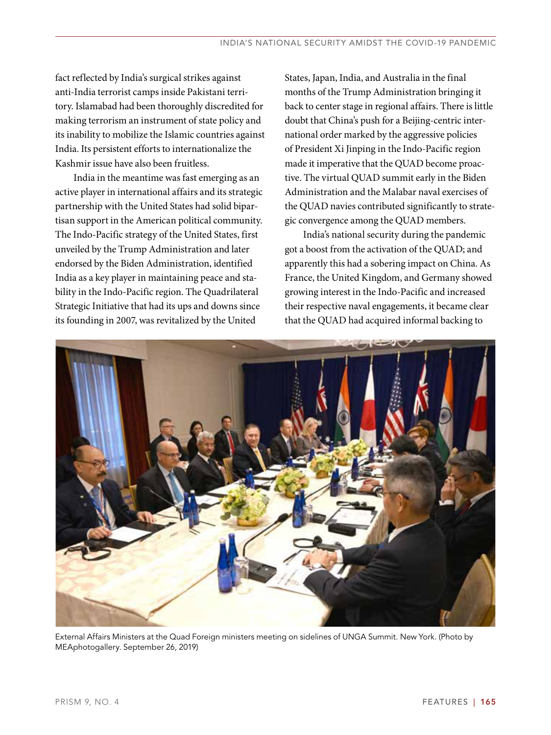fact reflected by India's surgical strikes against anti-India terrorist camps inside Pakistani territory. Islamabad had been thoroughly discredited for making terrorism an instrument of state policy and its inability to mobilize the Islamic countries against India. Its persistent efforts to internationalize the Kashmir issue have also been fruitless.

India in the meantime was fast emerging as an active player in international affairs and its strategic partnership with the United States had solid bipartisan support in the American political community. The Indo-Pacific strategy of the United States, first unveiled by the Trump Administration and later endorsed by the Biden Administration, identified India as a key player in maintaining peace and stability in the Indo-Pacific region. The Quadrilateral Strategic Initiative that had its ups and downs since its founding in 2007, was revitalized by the United States, Japan, India, and Australia in the final months of the Trump Administration bringing it back to center stage in regional affairs. There is little doubt that China's push for a Beijing-centric international order marked by the aggressive policies of President Xi Jinping in the Indo-Pacific region made it imperative that the QUAD become proactive. The virtual QUAD summit early in the Biden Administration and the Malabar naval exercises of the QUAD navies contributed significantly to strategic convergence among the QUAD members.

India's national security during the pandemic got a boost from the activation of the QUAD; and apparently this had a sobering impact on China. As France, the United Kingdom, and Germany showed growing interest in the Indo-Pacific and increased their respective naval engagements, it became clear that the QUAD had acquired informal backing to

External Affairs Ministers at the Quad Foreign ministers meeting on sidelines of UNGA Summit. New York. (Photo by MEAphotogallery. September 26, 2019)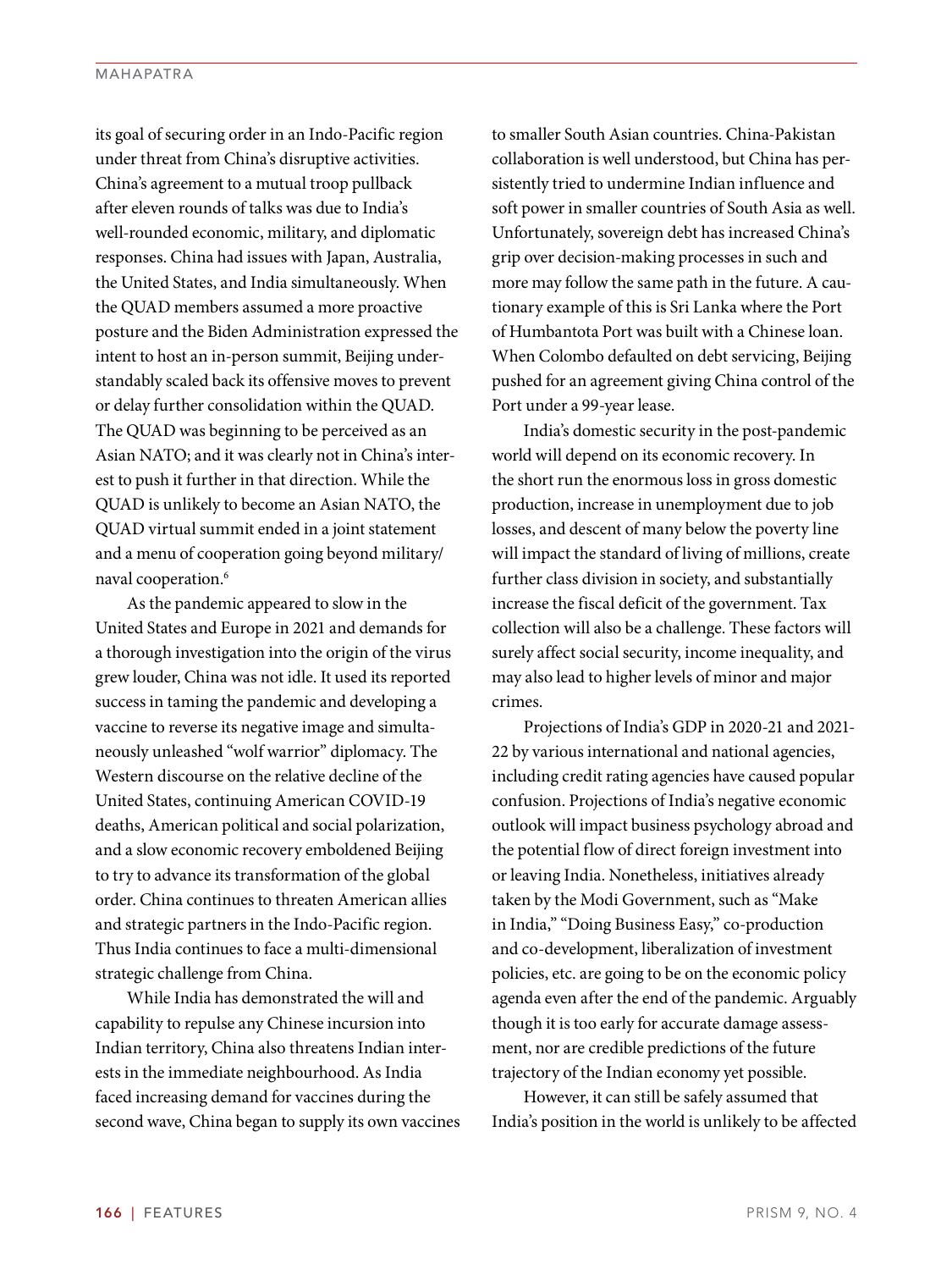its goal of securing order in an Indo-Pacific region under threat from China's disruptive activities. China's agreement to a mutual troop pullback after eleven rounds of talks was due to India's well-rounded economic, military, and diplomatic responses. China had issues with Japan, Australia, the United States, and India simultaneously. When the QUAD members assumed a more proactive posture and the Biden Administration expressed the intent to host an in-person summit, Beijing understandably scaled back its offensive moves to prevent or delay further consolidation within the QUAD. The QUAD was beginning to be perceived as an Asian NATO; and it was clearly not in China's interest to push it further in that direction. While the QUAD is unlikely to become an Asian NATO, the QUAD virtual summit ended in a joint statement and a menu of cooperation going beyond military/naval cooperation.[6]

As the pandemic appeared to slow in the United States and Europe in 2021 and demands for a thorough investigation into the origin of the virus grew louder, China was not idle. It used its reported success in taming the pandemic and developing a vaccine to reverse its negative image and simultaneously unleashed "wolf warrior" diplomacy. The Western discourse on the relative decline of the United States, continuing American COVID-19 deaths, American political and social polarization, and a slow economic recovery emboldened Beijing to try to advance its transformation of the global order. China continues to threaten American allies and strategic partners in the Indo-Pacific region. Thus India continues to face a multi-dimensional strategic challenge from China.

While India has demonstrated the will and capability to repulse any Chinese incursion into Indian territory, China also threatens Indian interests in the immediate neighbourhood. As India faced increasing demand for vaccines during the second wave, China began to supply its own vaccines to smaller South Asian countries. China-Pakistan collaboration is well understood, but China has persistently tried to undermine Indian influence and soft power in smaller countries of South Asia as well. Unfortunately, sovereign debt has increased China's grip over decision-making processes in such and more may follow the same path in the future. A cautionary example of this is Sri Lanka where the Port of Humbantota Port was built with a Chinese loan. When Colombo defaulted on debt servicing, Beijing pushed for an agreement giving China control of the Port under a 99-year lease.

India's domestic security in the post-pandemic world will depend on its economic recovery. In the short run the enormous loss in gross domestic production, increase in unemployment due to job losses, and descent of many below the poverty line will impact the standard of living of millions, create further class division in society, and substantially increase the fiscal deficit of the government. Tax collection will also be a challenge. These factors will surely affect social security, income inequality, and may also lead to higher levels of minor and major crimes.

Projections of India's GDP in 2020-21 and 2021-22 by various international and national agencies, including credit rating agencies have caused popular confusion. Projections of India's negative economic outlook will impact business psychology abroad and the potential flow of direct foreign investment into or leaving India. Nonetheless, initiatives already taken by the Modi Government, such as "Make in India," "Doing Business Easy," co-production and co-development, liberalization of investment policies, etc. are going to be on the economic policy agenda even after the end of the pandemic. Arguably though it is too early for accurate damage assessment, nor are credible predictions of the future trajectory of the Indian economy yet possible.

However, it can still be safely assumed that India's position in the world is unlikely to be affected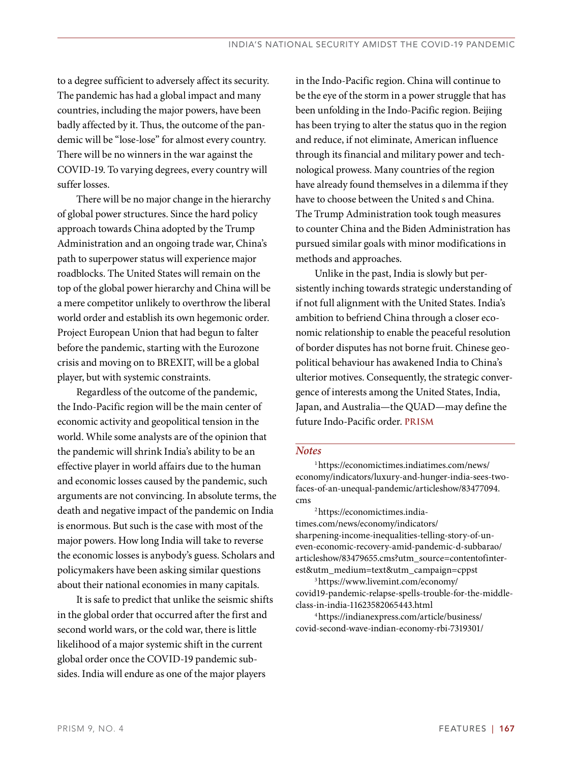to a degree sufficient to adversely affect its security. The pandemic has had a global impact and many countries, including the major powers, have been badly affected by it. Thus, the outcome of the pandemic will be "lose-lose" for almost every country. There will be no winners in the war against the COVID-19. To varying degrees, every country will suffer losses.

There will be no major change in the hierarchy of global power structures. Since the hard policy approach towards China adopted by the Trump Administration and an ongoing trade war, China's path to superpower status will experience major roadblocks. The United States will remain on the top of the global power hierarchy and China will be a mere competitor unlikely to overthrow the liberal world order and establish its own hegemonic order. Project European Union that had begun to falter before the pandemic, starting with the Eurozone crisis and moving on to BREXIT, will be a global player, but with systemic constraints.

Regardless of the outcome of the pandemic, the Indo-Pacific region will be the main center of economic activity and geopolitical tension in the world. While some analysts are of the opinion that the pandemic will shrink India's ability to be an effective player in world affairs due to the human and economic losses caused by the pandemic, such arguments are not convincing. In absolute terms, the death and negative impact of the pandemic on India is enormous. But such is the case with most of the major powers. How long India will take to reverse the economic losses is anybody's guess. Scholars and policymakers have been asking similar questions about their national economies in many capitals.

It is safe to predict that unlike the seismic shifts in the global order that occurred after the first and second world wars, or the cold war, there is little likelihood of a major systemic shift in the current global order once the COVID-19 pandemic subsides. India will endure as one of the major players in the Indo-Pacific region. China will continue to be the eye of the storm in a power struggle that has been unfolding in the Indo-Pacific region. Beijing has been trying to alter the status quo in the region and reduce, if not eliminate, American influence through its financial and military power and technological prowess. Many countries of the region have already found themselves in a dilemma if they have to choose between the United s and China. The Trump Administration took tough measures to counter China and the Biden Administration has pursued similar goals with minor modifications in methods and approaches.

Unlike in the past, India is slowly but persistently inching towards strategic understanding of if not full alignment with the United States. India's ambition to befriend China through a closer economic relationship to enable the peaceful resolution of border disputes has not borne fruit. Chinese geopolitical behaviour has awakened India to China's ulterior motives. Consequently, the strategic convergence of interests among the United States, India, Japan, and Australia—the QUAD—may define the future Indo-Pacific order. PRISM

## Notes

[1] https://economictimes.indiatimes.com/news/economy/indicators/luxury-and-hunger-india-sees-two-faces-of-an-unequal-pandemic/articleshow/83477094.cms

[2] https://economictimes.indiatimes.com/news/economy/indicators/sharpening-income-inequalities-telling-story-of-uneven-economic-recovery-amid-pandemic-d-subbarao/articleshow/83479655.cms?utm_source=contentofinterest&utm_medium=text&utm_campaign=cppst

[3] https://www.livemint.com/economy/covid19-pandemic-relapse-spells-trouble-for-the-middle-class-in-india-11623582065443.html

[4] https://indianexpress.com/article/business/covid-second-wave-indian-economy-rbi-7319301/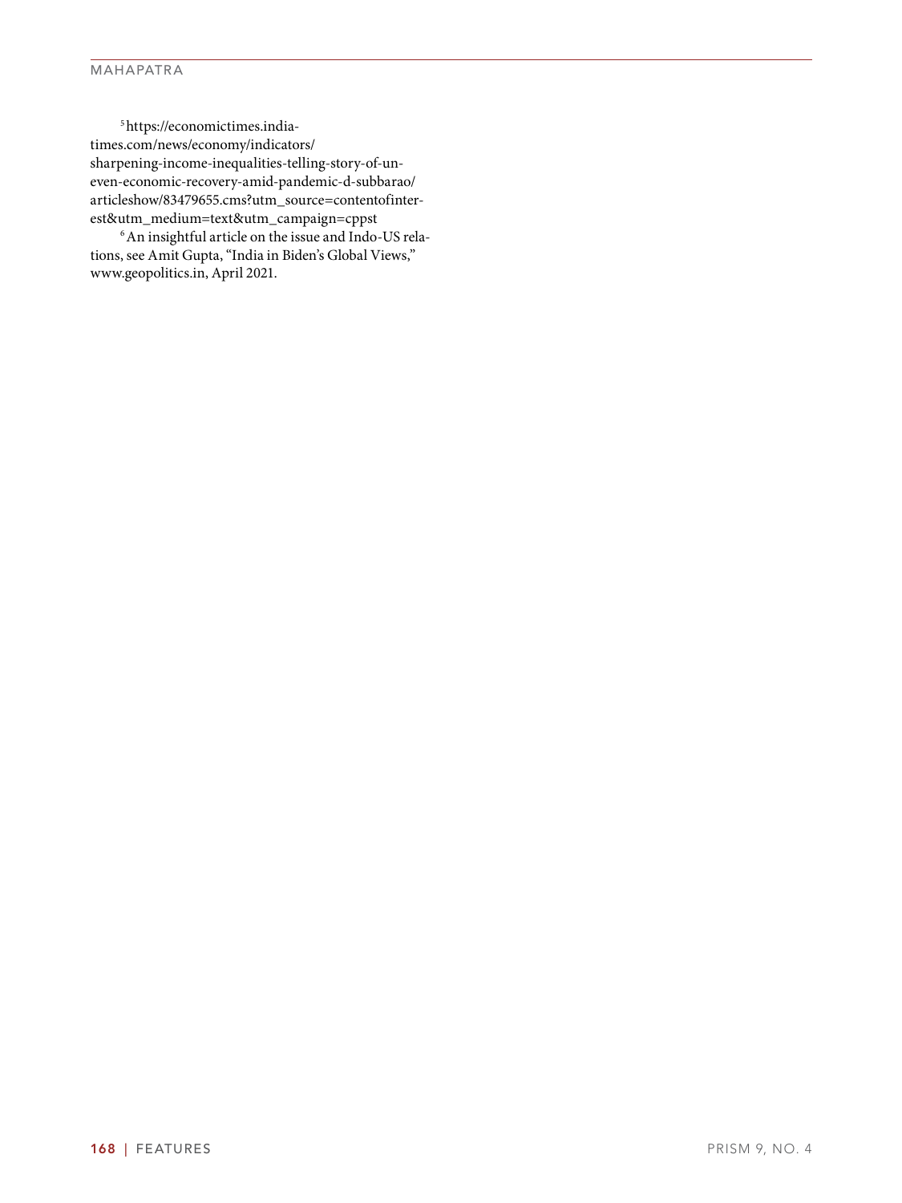[5] https://economictimes.indiatimes.com/news/economy/indicators/sharpening-income-inequalities-telling-story-of-uneven-economic-recovery-amid-pandemic-d-subbarao/articleshow/83479655.cms?utm_source=contentofinterest&utm_medium=text&utm_campaign=cppst

[6] An insightful article on the issue and Indo-US relations, see Amit Gupta, "India in Biden's Global Views," www.geopolitics.in, April 2021.